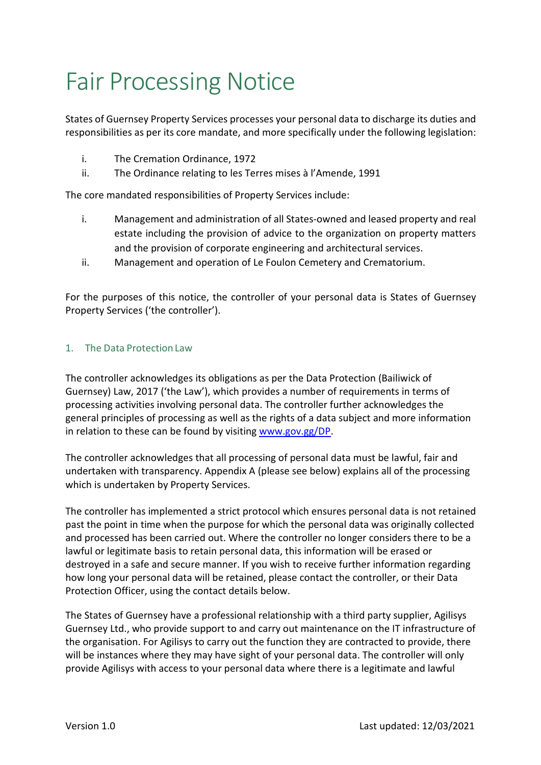# Fair Processing Notice

States of Guernsey Property Services processes your personal data to discharge its duties and responsibilities as per its core mandate, and more specifically under the following legislation:

i. The Cremation Ordinance, 1972
ii. The Ordinance relating to les Terres mises à l'Amende, 1991

The core mandated responsibilities of Property Services include:

i. Management and administration of all States-owned and leased property and real estate including the provision of advice to the organization on property matters and the provision of corporate engineering and architectural services.
ii. Management and operation of Le Foulon Cemetery and Crematorium.

For the purposes of this notice, the controller of your personal data is States of Guernsey Property Services ('the controller').

## 1. The Data Protection Law

The controller acknowledges its obligations as per the Data Protection (Bailiwick of Guernsey) Law, 2017 ('the Law'), which provides a number of requirements in terms of processing activities involving personal data. The controller further acknowledges the general principles of processing as well as the rights of a data subject and more information in relation to these can be found by visiting [www.gov.gg/DP](www.gov.gg/DP).

The controller acknowledges that all processing of personal data must be lawful, fair and undertaken with transparency. Appendix A (please see below) explains all of the processing which is undertaken by Property Services.

The controller has implemented a strict protocol which ensures personal data is not retained past the point in time when the purpose for which the personal data was originally collected and processed has been carried out. Where the controller no longer considers there to be a lawful or legitimate basis to retain personal data, this information will be erased or destroyed in a safe and secure manner. If you wish to receive further information regarding how long your personal data will be retained, please contact the controller, or their Data Protection Officer, using the contact details below.

The States of Guernsey have a professional relationship with a third party supplier, Agilisys Guernsey Ltd., who provide support to and carry out maintenance on the IT infrastructure of the organisation. For Agilisys to carry out the function they are contracted to provide, there will be instances where they may have sight of your personal data. The controller will only provide Agilisys with access to your personal data where there is a legitimate and lawful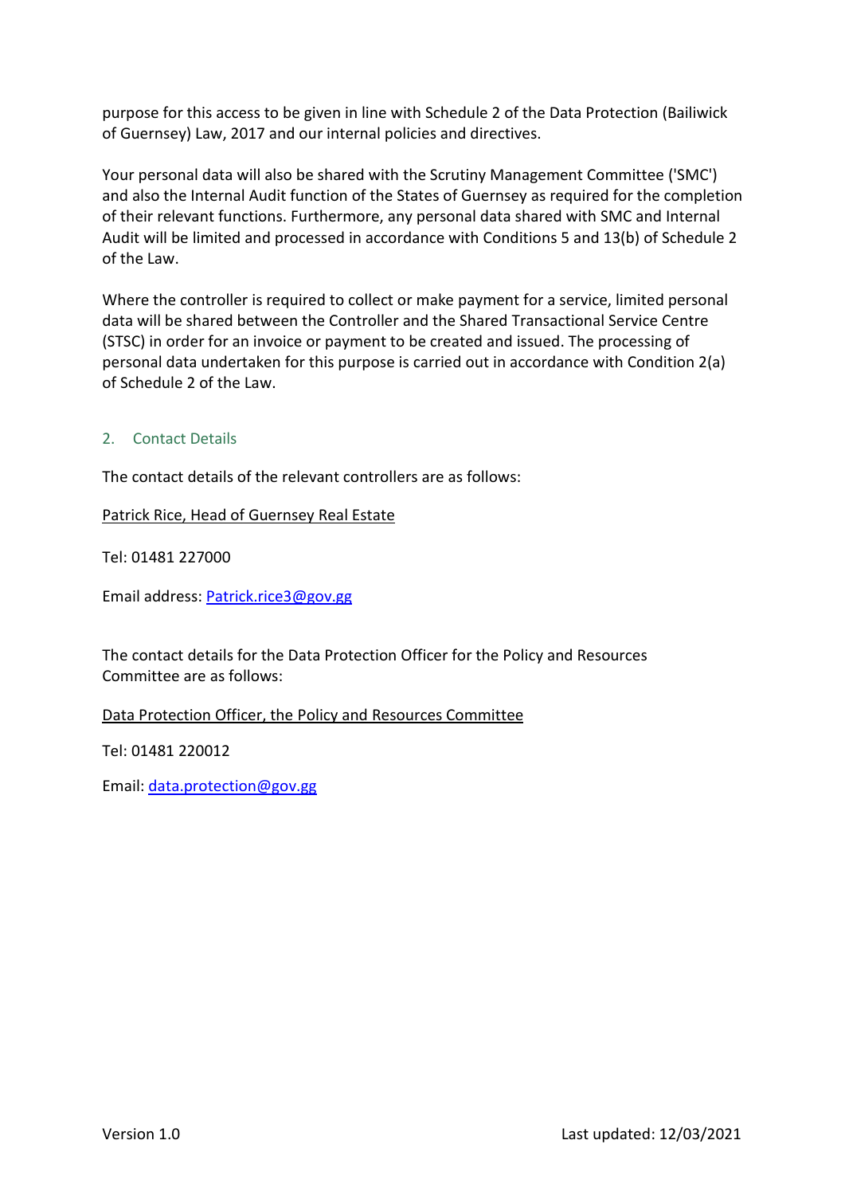purpose for this access to be given in line with Schedule 2 of the Data Protection (Bailiwick of Guernsey) Law, 2017 and our internal policies and directives.

Your personal data will also be shared with the Scrutiny Management Committee ('SMC') and also the Internal Audit function of the States of Guernsey as required for the completion of their relevant functions. Furthermore, any personal data shared with SMC and Internal Audit will be limited and processed in accordance with Conditions 5 and 13(b) of Schedule 2 of the Law.

Where the controller is required to collect or make payment for a service, limited personal data will be shared between the Controller and the Shared Transactional Service Centre (STSC) in order for an invoice or payment to be created and issued. The processing of personal data undertaken for this purpose is carried out in accordance with Condition 2(a) of Schedule 2 of the Law.

## 2. Contact Details

The contact details of the relevant controllers are as follows:

Patrick Rice, Head of Guernsey Real Estate

Tel: 01481 227000

Email address: Patrick.rice3@gov.gg

The contact details for the Data Protection Officer for the Policy and Resources Committee are as follows:

Data Protection Officer, the Policy and Resources Committee

Tel: 01481 220012

Email: data.protection@gov.gg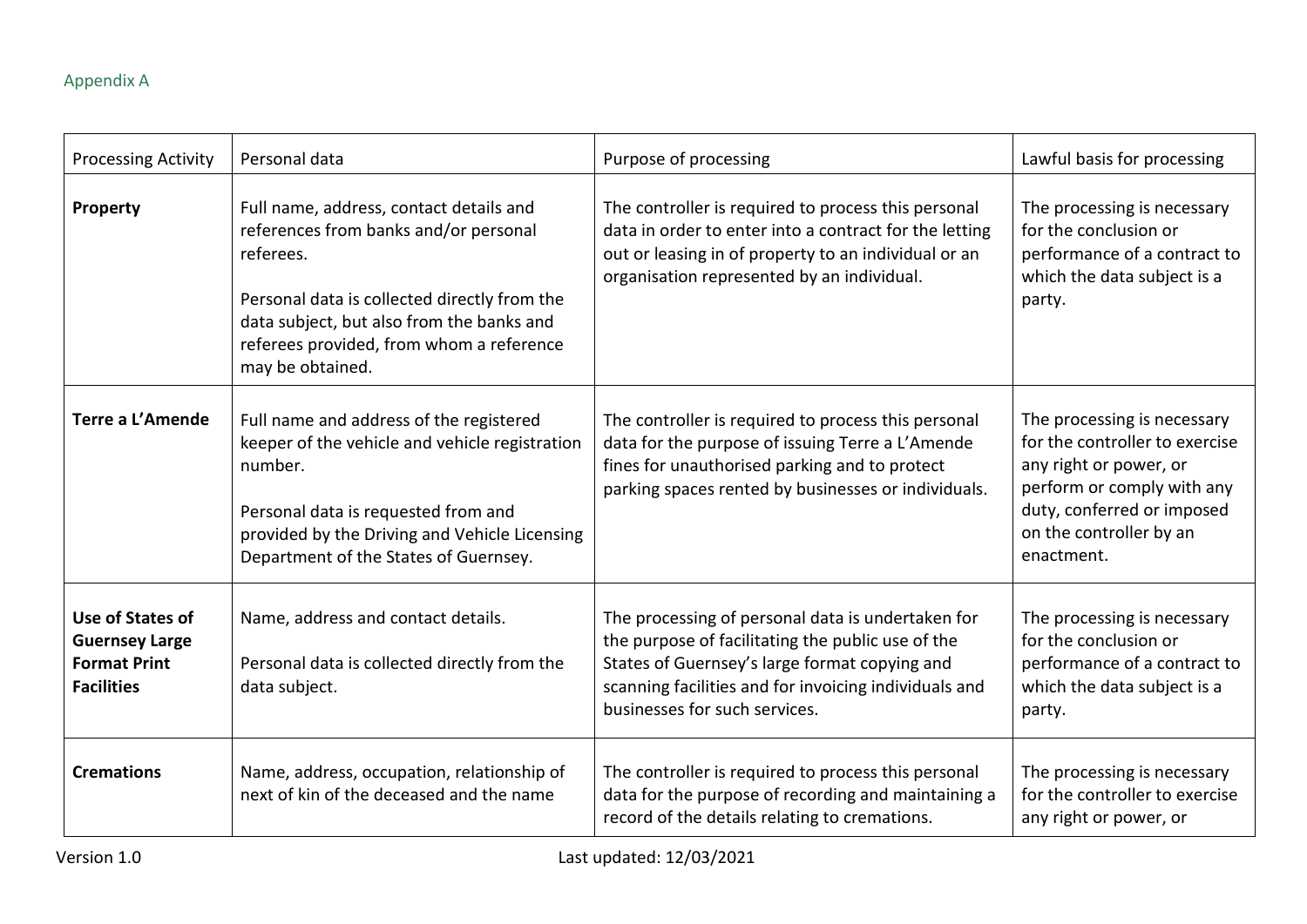Appendix A

| Processing Activity | Personal data | Purpose of processing | Lawful basis for processing |
| --- | --- | --- | --- |
| **Property** | Full name, address, contact details and references from banks and/or personal referees.<br><br>Personal data is collected directly from the data subject, but also from the banks and referees provided, from whom a reference may be obtained. | The controller is required to process this personal data in order to enter into a contract for the letting out or leasing in of property to an individual or an organisation represented by an individual. | The processing is necessary for the conclusion or performance of a contract to which the data subject is a party. |
| **Terre a L'Amende** | Full name and address of the registered keeper of the vehicle and vehicle registration number.<br><br>Personal data is requested from and provided by the Driving and Vehicle Licensing Department of the States of Guernsey. | The controller is required to process this personal data for the purpose of issuing Terre a L'Amende fines for unauthorised parking and to protect parking spaces rented by businesses or individuals. | The processing is necessary for the controller to exercise any right or power, or perform or comply with any duty, conferred or imposed on the controller by an enactment. |
| **Use of States of Guernsey Large Format Print Facilities** | Name, address and contact details.<br><br>Personal data is collected directly from the data subject. | The processing of personal data is undertaken for the purpose of facilitating the public use of the States of Guernsey's large format copying and scanning facilities and for invoicing individuals and businesses for such services. | The processing is necessary for the conclusion or performance of a contract to which the data subject is a party. |
| **Cremations** | Name, address, occupation, relationship of next of kin of the deceased and the name | The controller is required to process this personal data for the purpose of recording and maintaining a record of the details relating to cremations. | The processing is necessary for the controller to exercise any right or power, or |

Version 1.0 Last updated: 12/03/2021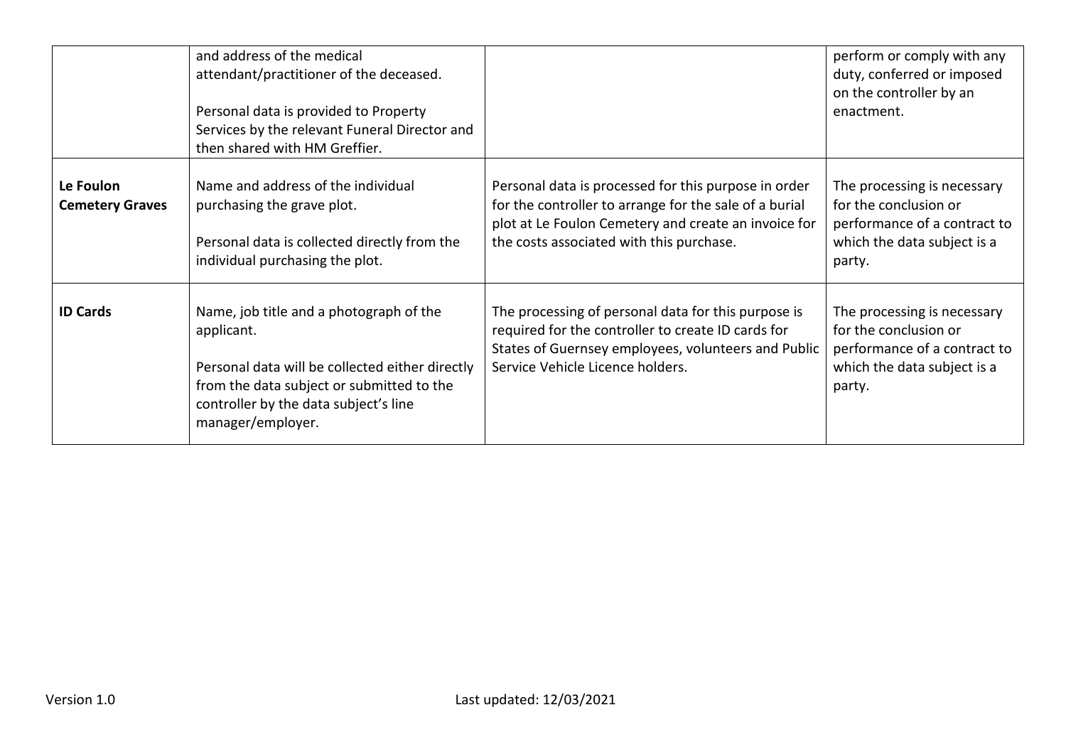| | | | |
|---|---|---|---|
| | and address of the medical attendant/practitioner of the deceased.<br><br>Personal data is provided to Property Services by the relevant Funeral Director and then shared with HM Greffier. | | perform or comply with any duty, conferred or imposed on the controller by an enactment. |
| **Le Foulon Cemetery Graves** | Name and address of the individual purchasing the grave plot.<br><br>Personal data is collected directly from the individual purchasing the plot. | Personal data is processed for this purpose in order for the controller to arrange for the sale of a burial plot at Le Foulon Cemetery and create an invoice for the costs associated with this purchase. | The processing is necessary for the conclusion or performance of a contract to which the data subject is a party. |
| **ID Cards** | Name, job title and a photograph of the applicant.<br><br>Personal data will be collected either directly from the data subject or submitted to the controller by the data subject's line manager/employer. | The processing of personal data for this purpose is required for the controller to create ID cards for States of Guernsey employees, volunteers and Public Service Vehicle Licence holders. | The processing is necessary for the conclusion or performance of a contract to which the data subject is a party. |

Version 1.0 Last updated: 12/03/2021